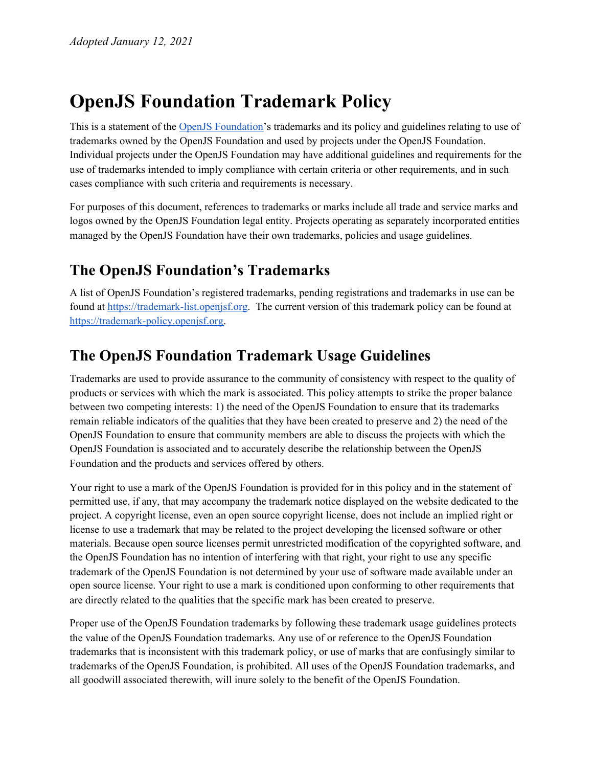*Adopted January 12, 2021*

# OpenJS Foundation Trademark Policy

This is a statement of the [OpenJS Foundation](https://openjsf.org)'s trademarks and its policy and guidelines relating to use of trademarks owned by the OpenJS Foundation and used by projects under the OpenJS Foundation. Individual projects under the OpenJS Foundation may have additional guidelines and requirements for the use of trademarks intended to imply compliance with certain criteria or other requirements, and in such cases compliance with such criteria and requirements is necessary.

For purposes of this document, references to trademarks or marks include all trade and service marks and logos owned by the OpenJS Foundation legal entity. Projects operating as separately incorporated entities managed by the OpenJS Foundation have their own trademarks, policies and usage guidelines.

## The OpenJS Foundation's Trademarks

A list of OpenJS Foundation's registered trademarks, pending registrations and trademarks in use can be found at [https://trademark-list.openjsf.org](https://trademark-list.openjsf.org). The current version of this trademark policy can be found at [https://trademark-policy.openjsf.org](https://trademark-policy.openjsf.org).

## The OpenJS Foundation Trademark Usage Guidelines

Trademarks are used to provide assurance to the community of consistency with respect to the quality of products or services with which the mark is associated. This policy attempts to strike the proper balance between two competing interests: 1) the need of the OpenJS Foundation to ensure that its trademarks remain reliable indicators of the qualities that they have been created to preserve and 2) the need of the OpenJS Foundation to ensure that community members are able to discuss the projects with which the OpenJS Foundation is associated and to accurately describe the relationship between the OpenJS Foundation and the products and services offered by others.

Your right to use a mark of the OpenJS Foundation is provided for in this policy and in the statement of permitted use, if any, that may accompany the trademark notice displayed on the website dedicated to the project. A copyright license, even an open source copyright license, does not include an implied right or license to use a trademark that may be related to the project developing the licensed software or other materials. Because open source licenses permit unrestricted modification of the copyrighted software, and the OpenJS Foundation has no intention of interfering with that right, your right to use any specific trademark of the OpenJS Foundation is not determined by your use of software made available under an open source license. Your right to use a mark is conditioned upon conforming to other requirements that are directly related to the qualities that the specific mark has been created to preserve.

Proper use of the OpenJS Foundation trademarks by following these trademark usage guidelines protects the value of the OpenJS Foundation trademarks. Any use of or reference to the OpenJS Foundation trademarks that is inconsistent with this trademark policy, or use of marks that are confusingly similar to trademarks of the OpenJS Foundation, is prohibited. All uses of the OpenJS Foundation trademarks, and all goodwill associated therewith, will inure solely to the benefit of the OpenJS Foundation.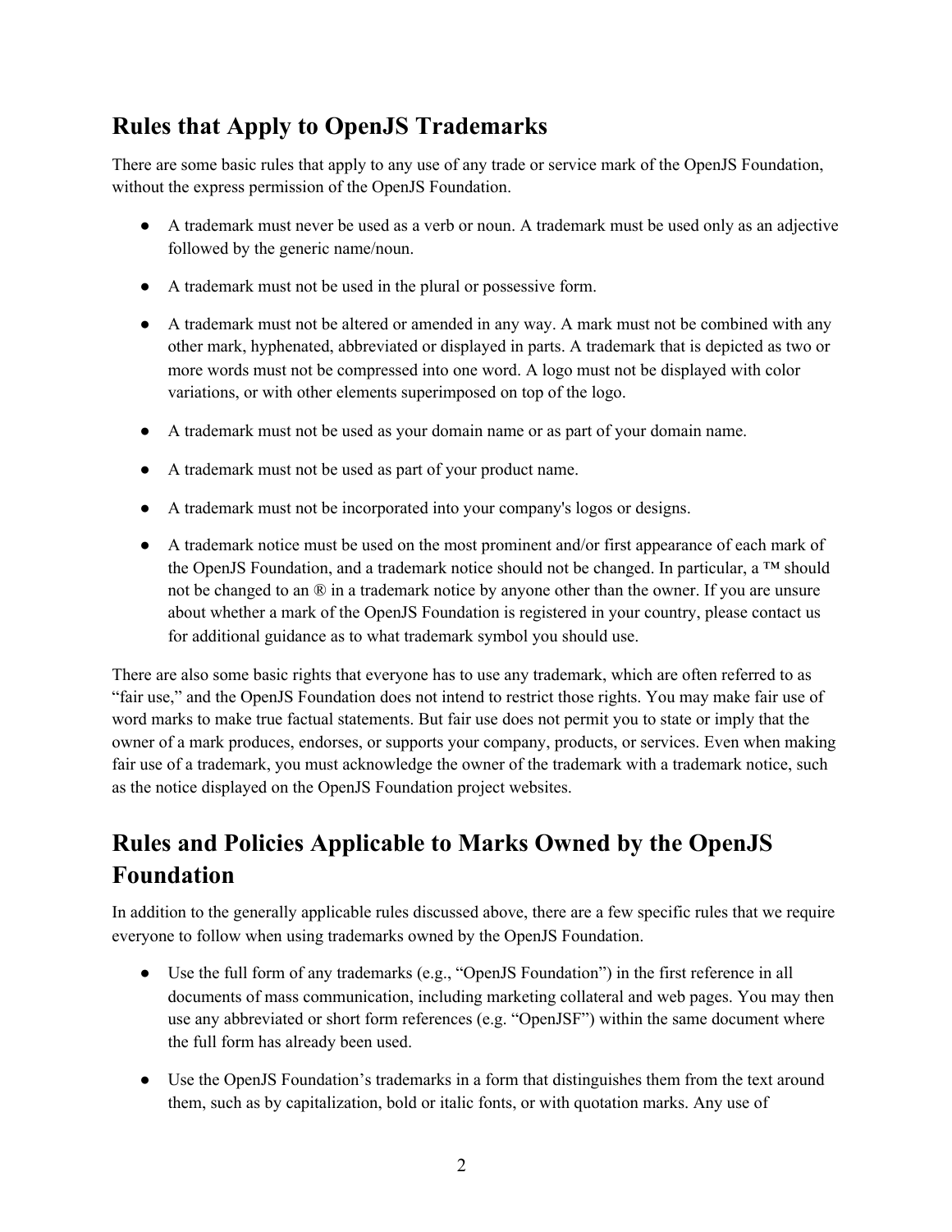## Rules that Apply to OpenJS Trademarks

There are some basic rules that apply to any use of any trade or service mark of the OpenJS Foundation, without the express permission of the OpenJS Foundation.

- A trademark must never be used as a verb or noun. A trademark must be used only as an adjective followed by the generic name/noun.
- A trademark must not be used in the plural or possessive form.
- A trademark must not be altered or amended in any way. A mark must not be combined with any other mark, hyphenated, abbreviated or displayed in parts. A trademark that is depicted as two or more words must not be compressed into one word. A logo must not be displayed with color variations, or with other elements superimposed on top of the logo.
- A trademark must not be used as your domain name or as part of your domain name.
- A trademark must not be used as part of your product name.
- A trademark must not be incorporated into your company's logos or designs.
- A trademark notice must be used on the most prominent and/or first appearance of each mark of the OpenJS Foundation, and a trademark notice should not be changed. In particular, a ™ should not be changed to an ® in a trademark notice by anyone other than the owner. If you are unsure about whether a mark of the OpenJS Foundation is registered in your country, please contact us for additional guidance as to what trademark symbol you should use.

There are also some basic rights that everyone has to use any trademark, which are often referred to as "fair use," and the OpenJS Foundation does not intend to restrict those rights. You may make fair use of word marks to make true factual statements. But fair use does not permit you to state or imply that the owner of a mark produces, endorses, or supports your company, products, or services. Even when making fair use of a trademark, you must acknowledge the owner of the trademark with a trademark notice, such as the notice displayed on the OpenJS Foundation project websites.

## Rules and Policies Applicable to Marks Owned by the OpenJS Foundation

In addition to the generally applicable rules discussed above, there are a few specific rules that we require everyone to follow when using trademarks owned by the OpenJS Foundation.

- Use the full form of any trademarks (e.g., "OpenJS Foundation") in the first reference in all documents of mass communication, including marketing collateral and web pages. You may then use any abbreviated or short form references (e.g. "OpenJSF") within the same document where the full form has already been used.
- Use the OpenJS Foundation's trademarks in a form that distinguishes them from the text around them, such as by capitalization, bold or italic fonts, or with quotation marks. Any use of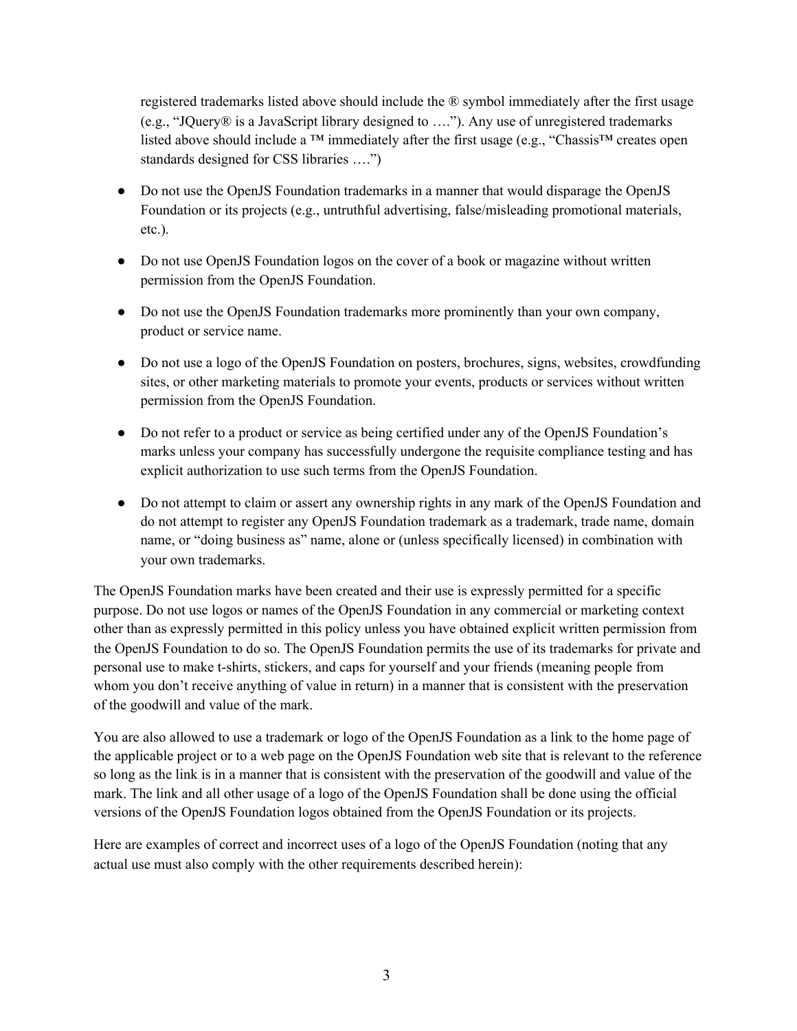registered trademarks listed above should include the ® symbol immediately after the first usage (e.g., "JQuery® is a JavaScript library designed to …."). Any use of unregistered trademarks listed above should include a ™ immediately after the first usage (e.g., "Chassis™ creates open standards designed for CSS libraries ….")

- Do not use the OpenJS Foundation trademarks in a manner that would disparage the OpenJS Foundation or its projects (e.g., untruthful advertising, false/misleading promotional materials, etc.).
- Do not use OpenJS Foundation logos on the cover of a book or magazine without written permission from the OpenJS Foundation.
- Do not use the OpenJS Foundation trademarks more prominently than your own company, product or service name.
- Do not use a logo of the OpenJS Foundation on posters, brochures, signs, websites, crowdfunding sites, or other marketing materials to promote your events, products or services without written permission from the OpenJS Foundation.
- Do not refer to a product or service as being certified under any of the OpenJS Foundation's marks unless your company has successfully undergone the requisite compliance testing and has explicit authorization to use such terms from the OpenJS Foundation.
- Do not attempt to claim or assert any ownership rights in any mark of the OpenJS Foundation and do not attempt to register any OpenJS Foundation trademark as a trademark, trade name, domain name, or "doing business as" name, alone or (unless specifically licensed) in combination with your own trademarks.

The OpenJS Foundation marks have been created and their use is expressly permitted for a specific purpose. Do not use logos or names of the OpenJS Foundation in any commercial or marketing context other than as expressly permitted in this policy unless you have obtained explicit written permission from the OpenJS Foundation to do so. The OpenJS Foundation permits the use of its trademarks for private and personal use to make t-shirts, stickers, and caps for yourself and your friends (meaning people from whom you don't receive anything of value in return) in a manner that is consistent with the preservation of the goodwill and value of the mark.

You are also allowed to use a trademark or logo of the OpenJS Foundation as a link to the home page of the applicable project or to a web page on the OpenJS Foundation web site that is relevant to the reference so long as the link is in a manner that is consistent with the preservation of the goodwill and value of the mark. The link and all other usage of a logo of the OpenJS Foundation shall be done using the official versions of the OpenJS Foundation logos obtained from the OpenJS Foundation or its projects.

Here are examples of correct and incorrect uses of a logo of the OpenJS Foundation (noting that any actual use must also comply with the other requirements described herein):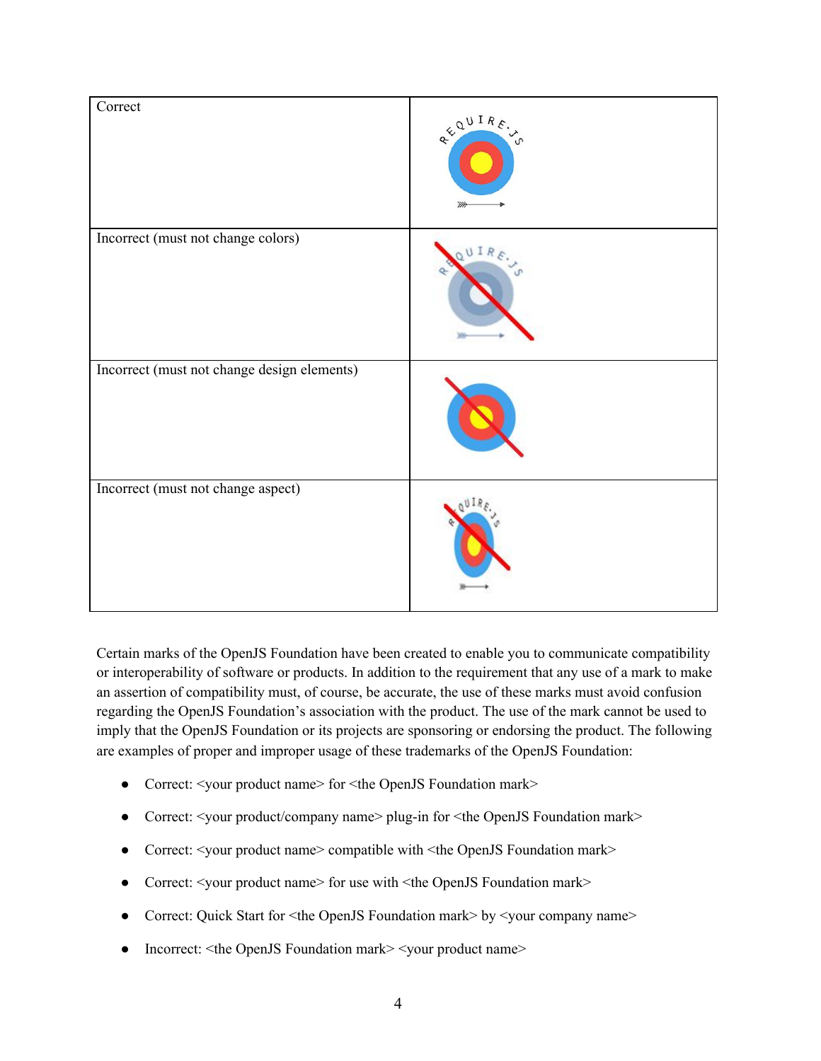| Correct | |
|---|---|
| Incorrect (must not change colors) | |
| Incorrect (must not change design elements) | |
| Incorrect (must not change aspect) | |

Certain marks of the OpenJS Foundation have been created to enable you to communicate compatibility or interoperability of software or products. In addition to the requirement that any use of a mark to make an assertion of compatibility must, of course, be accurate, the use of these marks must avoid confusion regarding the OpenJS Foundation's association with the product. The use of the mark cannot be used to imply that the OpenJS Foundation or its projects are sponsoring or endorsing the product. The following are examples of proper and improper usage of these trademarks of the OpenJS Foundation:

- Correct: <your product name> for <the OpenJS Foundation mark>
- Correct: <your product/company name> plug-in for <the OpenJS Foundation mark>
- Correct: <your product name> compatible with <the OpenJS Foundation mark>
- Correct: <your product name> for use with <the OpenJS Foundation mark>
- Correct: Quick Start for <the OpenJS Foundation mark> by <your company name>
- Incorrect: <the OpenJS Foundation mark> <your product name>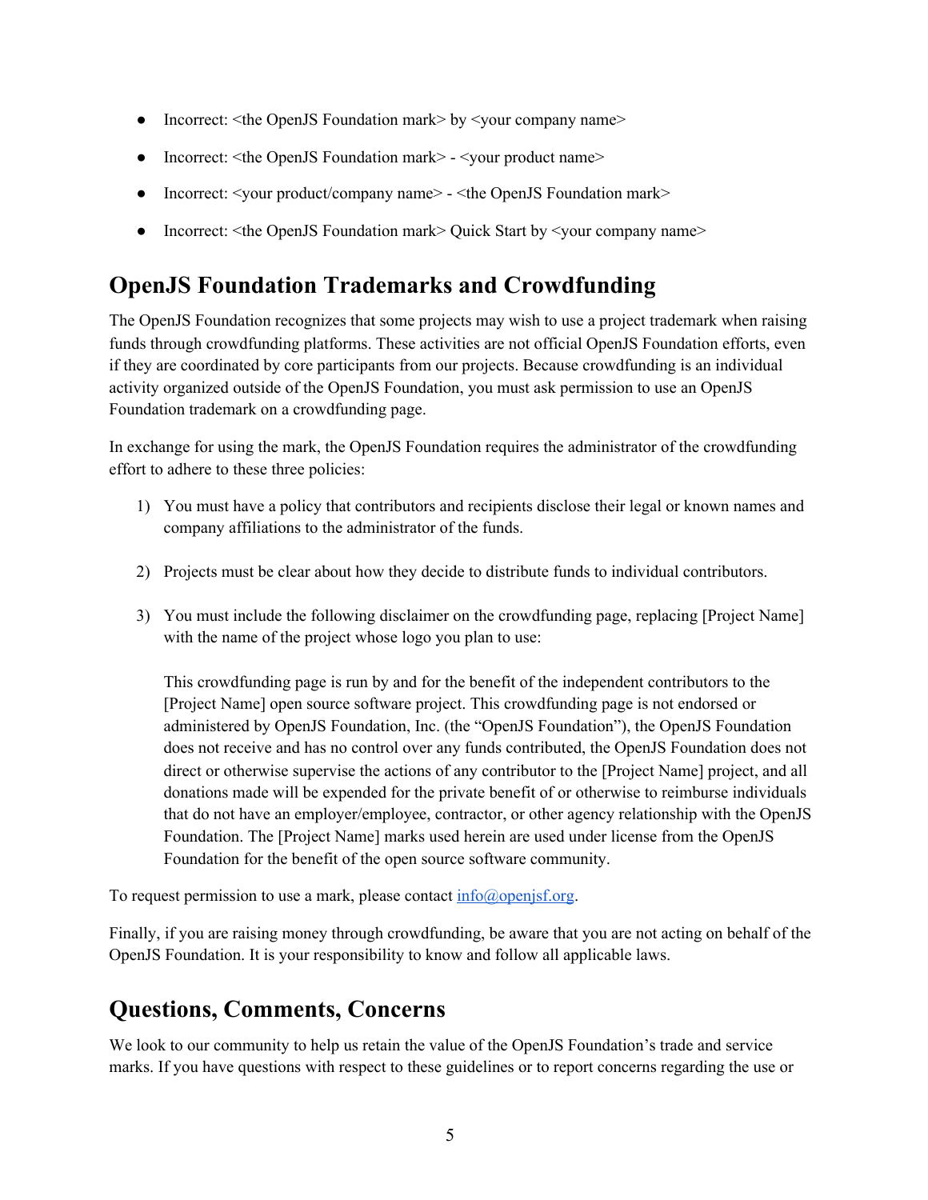- Incorrect: <the OpenJS Foundation mark> by <your company name>
- Incorrect: <the OpenJS Foundation mark> - <your product name>
- Incorrect: <your product/company name> - <the OpenJS Foundation mark>
- Incorrect: <the OpenJS Foundation mark> Quick Start by <your company name>

## OpenJS Foundation Trademarks and Crowdfunding

The OpenJS Foundation recognizes that some projects may wish to use a project trademark when raising funds through crowdfunding platforms. These activities are not official OpenJS Foundation efforts, even if they are coordinated by core participants from our projects. Because crowdfunding is an individual activity organized outside of the OpenJS Foundation, you must ask permission to use an OpenJS Foundation trademark on a crowdfunding page.

In exchange for using the mark, the OpenJS Foundation requires the administrator of the crowdfunding effort to adhere to these three policies:

1) You must have a policy that contributors and recipients disclose their legal or known names and company affiliations to the administrator of the funds.

2) Projects must be clear about how they decide to distribute funds to individual contributors.

3) You must include the following disclaimer on the crowdfunding page, replacing [Project Name] with the name of the project whose logo you plan to use:

   This crowdfunding page is run by and for the benefit of the independent contributors to the [Project Name] open source software project. This crowdfunding page is not endorsed or administered by OpenJS Foundation, Inc. (the "OpenJS Foundation"), the OpenJS Foundation does not receive and has no control over any funds contributed, the OpenJS Foundation does not direct or otherwise supervise the actions of any contributor to the [Project Name] project, and all donations made will be expended for the private benefit of or otherwise to reimburse individuals that do not have an employer/employee, contractor, or other agency relationship with the OpenJS Foundation. The [Project Name] marks used herein are used under license from the OpenJS Foundation for the benefit of the open source software community.

To request permission to use a mark, please contact info@openjsf.org.

Finally, if you are raising money through crowdfunding, be aware that you are not acting on behalf of the OpenJS Foundation. It is your responsibility to know and follow all applicable laws.

## Questions, Comments, Concerns

We look to our community to help us retain the value of the OpenJS Foundation's trade and service marks. If you have questions with respect to these guidelines or to report concerns regarding the use or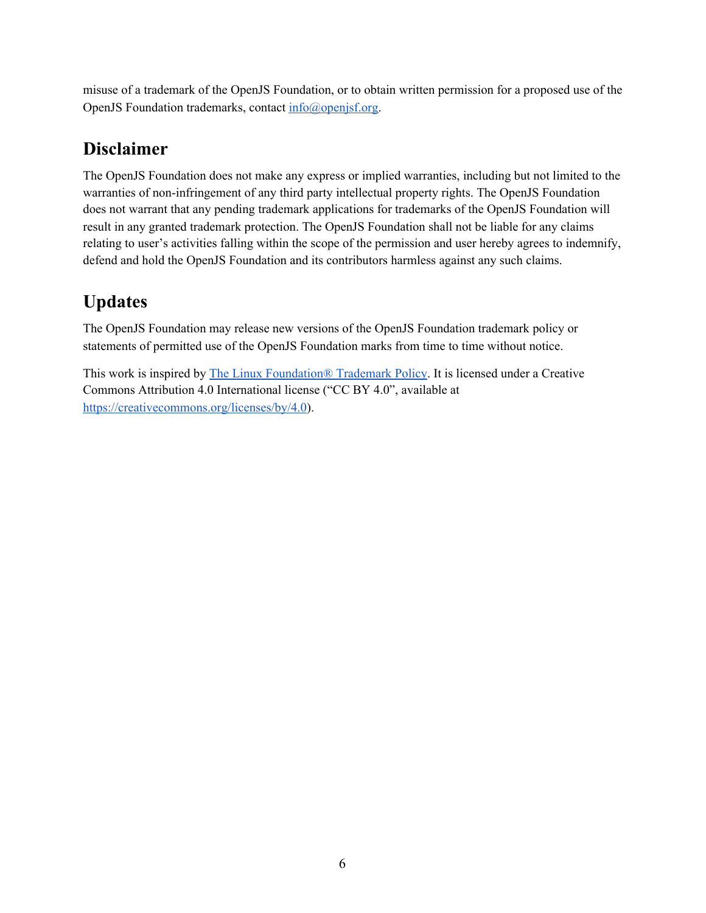misuse of a trademark of the OpenJS Foundation, or to obtain written permission for a proposed use of the OpenJS Foundation trademarks, contact [info@openjsf.org](mailto:info@openjsf.org).

## Disclaimer

The OpenJS Foundation does not make any express or implied warranties, including but not limited to the warranties of non-infringement of any third party intellectual property rights. The OpenJS Foundation does not warrant that any pending trademark applications for trademarks of the OpenJS Foundation will result in any granted trademark protection. The OpenJS Foundation shall not be liable for any claims relating to user's activities falling within the scope of the permission and user hereby agrees to indemnify, defend and hold the OpenJS Foundation and its contributors harmless against any such claims.

## Updates

The OpenJS Foundation may release new versions of the OpenJS Foundation trademark policy or statements of permitted use of the OpenJS Foundation marks from time to time without notice.

This work is inspired by The Linux Foundation® Trademark Policy. It is licensed under a Creative Commons Attribution 4.0 International license ("CC BY 4.0", available at [https://creativecommons.org/licenses/by/4.0](https://creativecommons.org/licenses/by/4.0)).